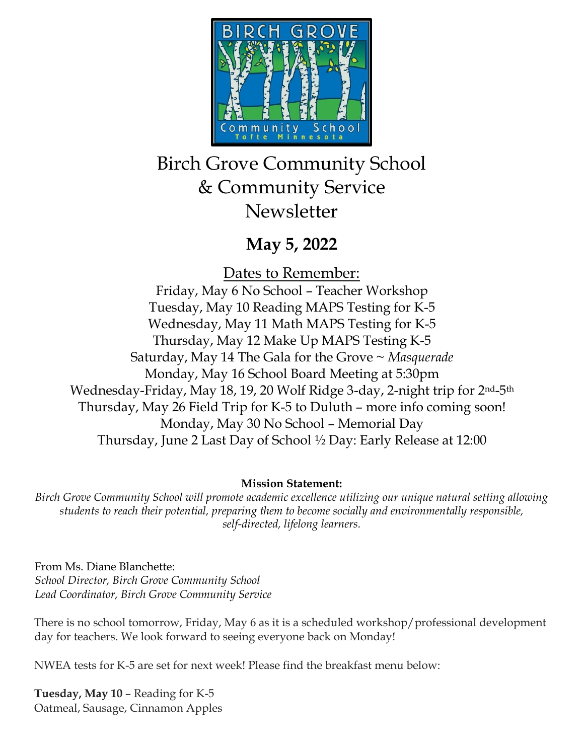# Birch Grove Community School & Community Service Newsletter

## May 5, 2022

Dates to Remember:

Friday, May 6 No School – Teacher Workshop
Tuesday, May 10 Reading MAPS Testing for K-5
Wednesday, May 11 Math MAPS Testing for K-5
Thursday, May 12 Make Up MAPS Testing K-5
Saturday, May 14 The Gala for the Grove ~ *Masquerade*
Monday, May 16 School Board Meeting at 5:30pm
Wednesday-Friday, May 18, 19, 20 Wolf Ridge 3-day, 2-night trip for 2nd-5th
Thursday, May 26 Field Trip for K-5 to Duluth – more info coming soon!
Monday, May 30 No School – Memorial Day
Thursday, June 2 Last Day of School ½ Day: Early Release at 12:00

**Mission Statement:**

*Birch Grove Community School will promote academic excellence utilizing our unique natural setting allowing students to reach their potential, preparing them to become socially and environmentally responsible, self-directed, lifelong learners.*

From Ms. Diane Blanchette:
*School Director, Birch Grove Community School*
*Lead Coordinator, Birch Grove Community Service*

There is no school tomorrow, Friday, May 6 as it is a scheduled workshop/professional development day for teachers. We look forward to seeing everyone back on Monday!

NWEA tests for K-5 are set for next week! Please find the breakfast menu below:

**Tuesday, May 10** – Reading for K-5
Oatmeal, Sausage, Cinnamon Apples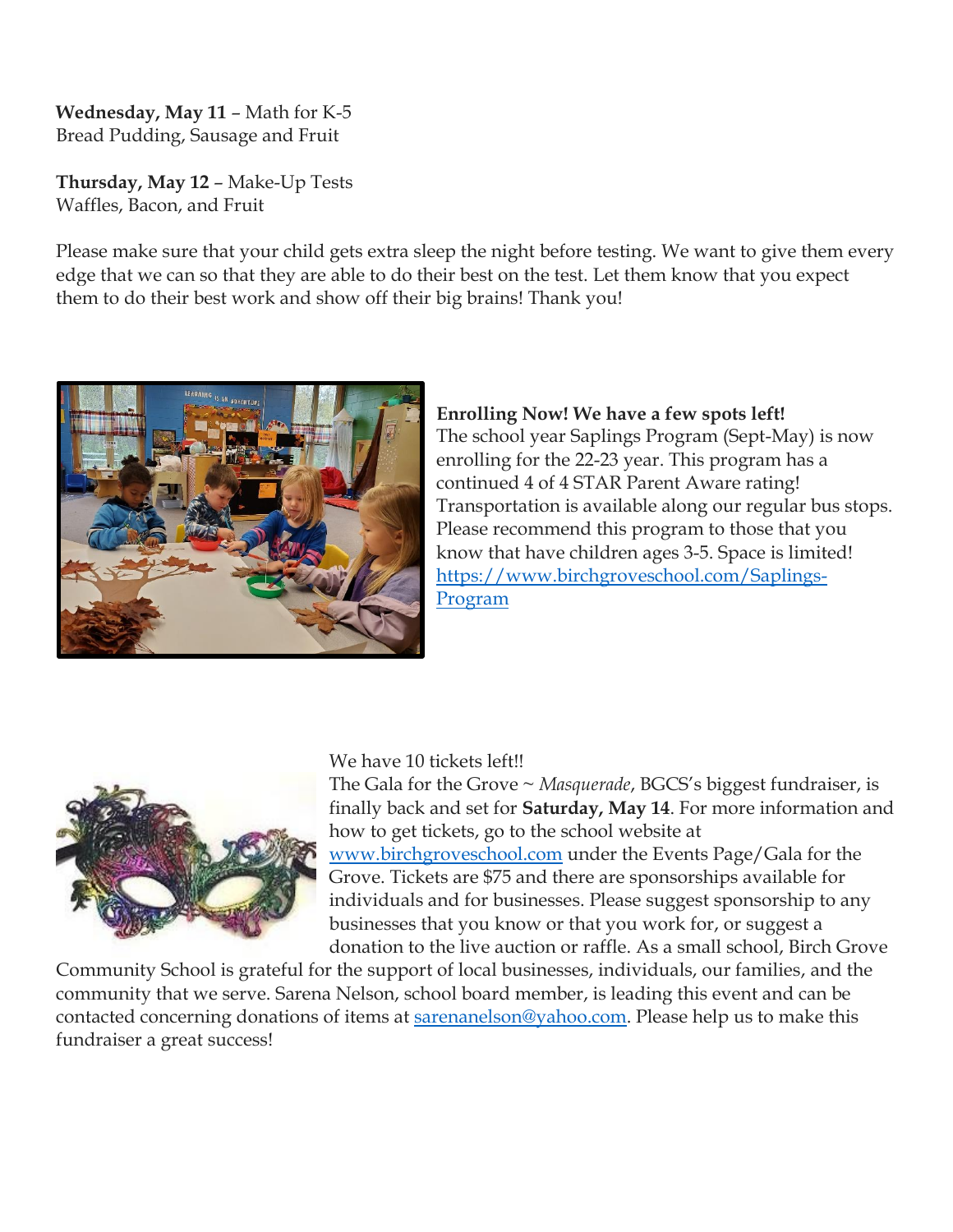**Wednesday, May 11** – Math for K-5
Bread Pudding, Sausage and Fruit

**Thursday, May 12** – Make-Up Tests
Waffles, Bacon, and Fruit

Please make sure that your child gets extra sleep the night before testing. We want to give them every edge that we can so that they are able to do their best on the test. Let them know that you expect them to do their best work and show off their big brains! Thank you!

**Enrolling Now! We have a few spots left!**
The school year Saplings Program (Sept-May) is now enrolling for the 22-23 year. This program has a continued 4 of 4 STAR Parent Aware rating! Transportation is available along our regular bus stops. Please recommend this program to those that you know that have children ages 3-5. Space is limited! [https://www.birchgroveschool.com/Saplings-Program](https://www.birchgroveschool.com/Saplings-Program)

We have 10 tickets left!!
The Gala for the Grove ~ *Masquerade*, BGCS's biggest fundraiser, is finally back and set for **Saturday, May 14**. For more information and how to get tickets, go to the school website at [www.birchgroveschool.com](http://www.birchgroveschool.com) under the Events Page/Gala for the Grove. Tickets are $75 and there are sponsorships available for individuals and for businesses. Please suggest sponsorship to any businesses that you know or that you work for, or suggest a donation to the live auction or raffle. As a small school, Birch Grove Community School is grateful for the support of local businesses, individuals, our families, and the community that we serve. Sarena Nelson, school board member, is leading this event and can be contacted concerning donations of items at [sarenanelson@yahoo.com](mailto:sarenanelson@yahoo.com). Please help us to make this fundraiser a great success!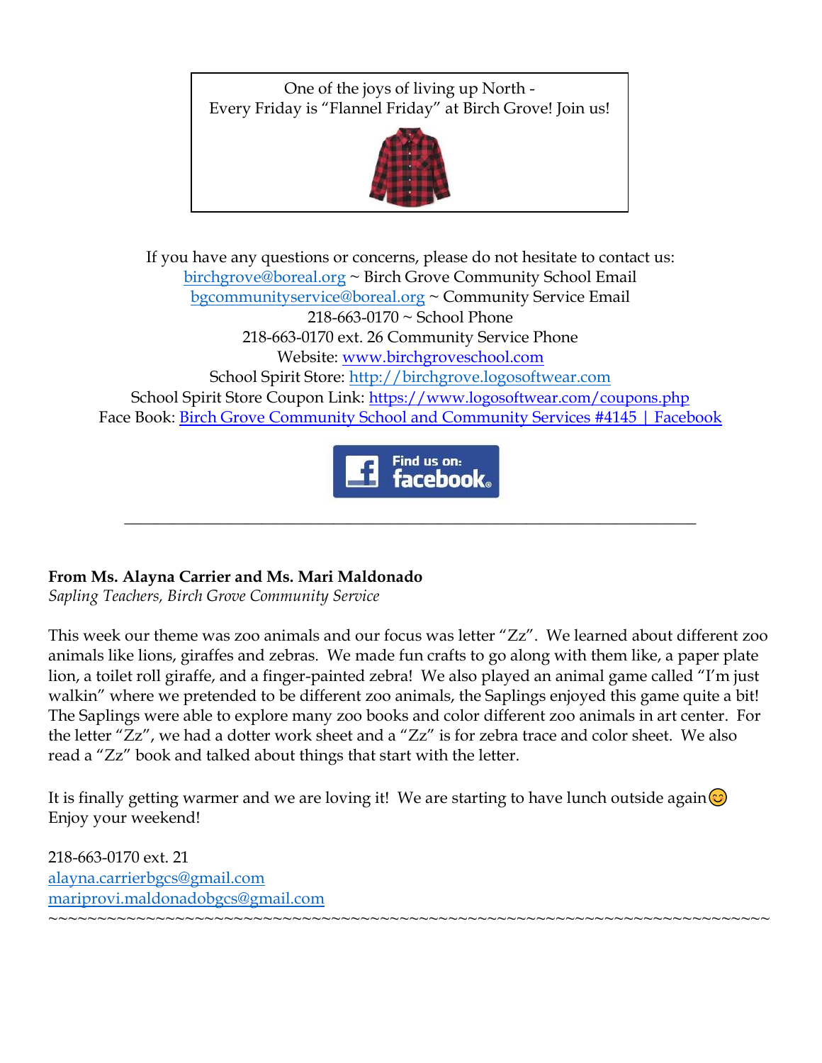One of the joys of living up North -
Every Friday is "Flannel Friday" at Birch Grove! Join us!

If you have any questions or concerns, please do not hesitate to contact us:
birchgrove@boreal.org ~ Birch Grove Community School Email
bgcommunityservice@boreal.org ~ Community Service Email
218-663-0170 ~ School Phone
218-663-0170 ext. 26 Community Service Phone
Website: www.birchgroveschool.com
School Spirit Store: http://birchgrove.logosoftwear.com
School Spirit Store Coupon Link: https://www.logosoftwear.com/coupons.php
Face Book: Birch Grove Community School and Community Services #4145 | Facebook

Find us on: facebook

---

**From Ms. Alayna Carrier and Ms. Mari Maldonado**
*Sapling Teachers, Birch Grove Community Service*

This week our theme was zoo animals and our focus was letter "Zz". We learned about different zoo animals like lions, giraffes and zebras. We made fun crafts to go along with them like, a paper plate lion, a toilet roll giraffe, and a finger-painted zebra! We also played an animal game called "I'm just walkin" where we pretended to be different zoo animals, the Saplings enjoyed this game quite a bit! The Saplings were able to explore many zoo books and color different zoo animals in art center. For the letter "Zz", we had a dotter work sheet and a "Zz" is for zebra trace and color sheet. We also read a "Zz" book and talked about things that start with the letter.

It is finally getting warmer and we are loving it! We are starting to have lunch outside again😊 Enjoy your weekend!

218-663-0170 ext. 21
alayna.carrierbgcs@gmail.com
mariprovi.maldonadobgcs@gmail.com

~~~~~~~~~~~~~~~~~~~~~~~~~~~~~~~~~~~~~~~~~~~~~~~~~~~~~~~~~~~~~~~~~~~~~~~~~~~~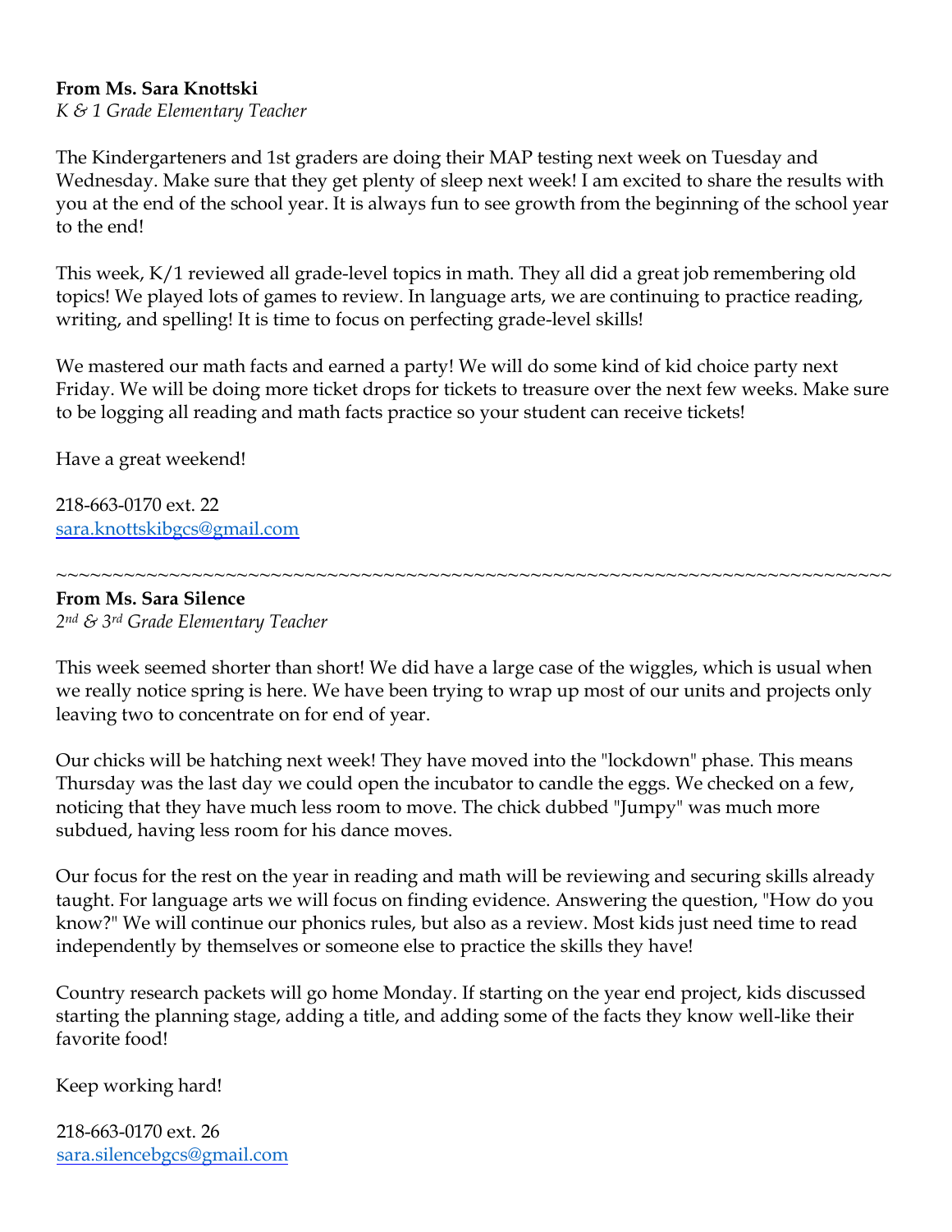**From Ms. Sara Knottski**
*K & 1 Grade Elementary Teacher*

The Kindergarteners and 1st graders are doing their MAP testing next week on Tuesday and Wednesday. Make sure that they get plenty of sleep next week! I am excited to share the results with you at the end of the school year. It is always fun to see growth from the beginning of the school year to the end!

This week, K/1 reviewed all grade-level topics in math. They all did a great job remembering old topics! We played lots of games to review. In language arts, we are continuing to practice reading, writing, and spelling! It is time to focus on perfecting grade-level skills!

We mastered our math facts and earned a party! We will do some kind of kid choice party next Friday. We will be doing more ticket drops for tickets to treasure over the next few weeks. Make sure to be logging all reading and math facts practice so your student can receive tickets!

Have a great weekend!

218-663-0170 ext. 22
sara.knottskibgcs@gmail.com

~~~~~~~~~~~~~~~~~~~~~~~~~~~~~~~~~~~~~~~~~~~~~~~~~~~~~~~~~~~~~~~~~~~~~~~~~~~~

**From Ms. Sara Silence**
*2nd & 3rd Grade Elementary Teacher*

This week seemed shorter than short! We did have a large case of the wiggles, which is usual when we really notice spring is here. We have been trying to wrap up most of our units and projects only leaving two to concentrate on for end of year.

Our chicks will be hatching next week! They have moved into the "lockdown" phase. This means Thursday was the last day we could open the incubator to candle the eggs. We checked on a few, noticing that they have much less room to move. The chick dubbed "Jumpy" was much more subdued, having less room for his dance moves.

Our focus for the rest on the year in reading and math will be reviewing and securing skills already taught. For language arts we will focus on finding evidence. Answering the question, "How do you know?" We will continue our phonics rules, but also as a review. Most kids just need time to read independently by themselves or someone else to practice the skills they have!

Country research packets will go home Monday. If starting on the year end project, kids discussed starting the planning stage, adding a title, and adding some of the facts they know well-like their favorite food!

Keep working hard!

218-663-0170 ext. 26
sara.silencebgcs@gmail.com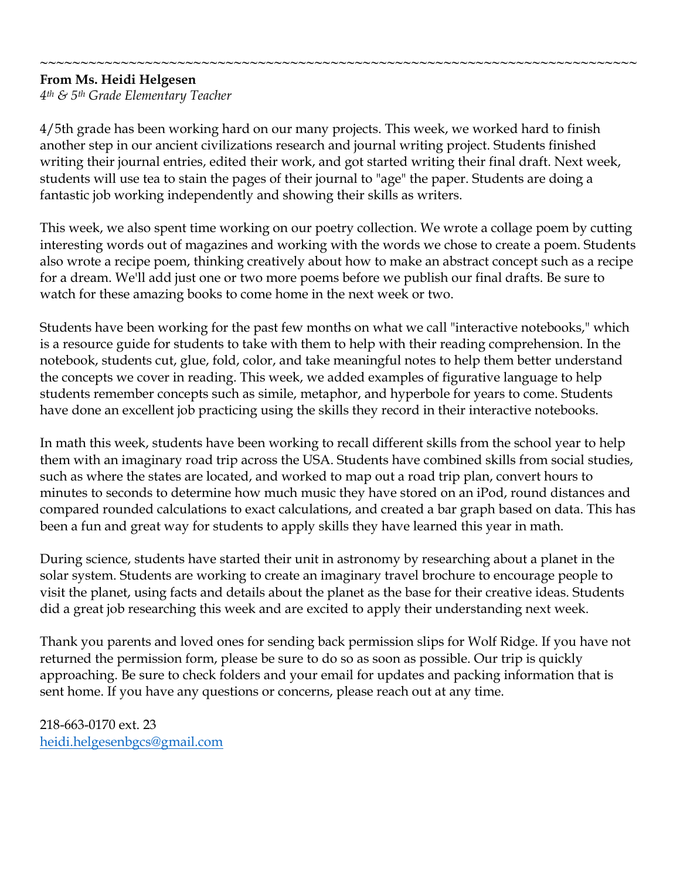~~~~~~~~~~~~~~~~~~~~~~~~~~~~~~~~~~~~~~~~~~~~~~~~~~~~~~~~~~~~~~~~~~~~~~~~~~~~

**From Ms. Heidi Helgesen**
*4th & 5th Grade Elementary Teacher*

4/5th grade has been working hard on our many projects. This week, we worked hard to finish another step in our ancient civilizations research and journal writing project. Students finished writing their journal entries, edited their work, and got started writing their final draft. Next week, students will use tea to stain the pages of their journal to "age" the paper. Students are doing a fantastic job working independently and showing their skills as writers.

This week, we also spent time working on our poetry collection. We wrote a collage poem by cutting interesting words out of magazines and working with the words we chose to create a poem. Students also wrote a recipe poem, thinking creatively about how to make an abstract concept such as a recipe for a dream. We'll add just one or two more poems before we publish our final drafts. Be sure to watch for these amazing books to come home in the next week or two.

Students have been working for the past few months on what we call "interactive notebooks," which is a resource guide for students to take with them to help with their reading comprehension. In the notebook, students cut, glue, fold, color, and take meaningful notes to help them better understand the concepts we cover in reading. This week, we added examples of figurative language to help students remember concepts such as simile, metaphor, and hyperbole for years to come. Students have done an excellent job practicing using the skills they record in their interactive notebooks.

In math this week, students have been working to recall different skills from the school year to help them with an imaginary road trip across the USA. Students have combined skills from social studies, such as where the states are located, and worked to map out a road trip plan, convert hours to minutes to seconds to determine how much music they have stored on an iPod, round distances and compared rounded calculations to exact calculations, and created a bar graph based on data. This has been a fun and great way for students to apply skills they have learned this year in math.

During science, students have started their unit in astronomy by researching about a planet in the solar system. Students are working to create an imaginary travel brochure to encourage people to visit the planet, using facts and details about the planet as the base for their creative ideas. Students did a great job researching this week and are excited to apply their understanding next week.

Thank you parents and loved ones for sending back permission slips for Wolf Ridge. If you have not returned the permission form, please be sure to do so as soon as possible. Our trip is quickly approaching. Be sure to check folders and your email for updates and packing information that is sent home. If you have any questions or concerns, please reach out at any time.

218-663-0170 ext. 23
heidi.helgesenbgcs@gmail.com